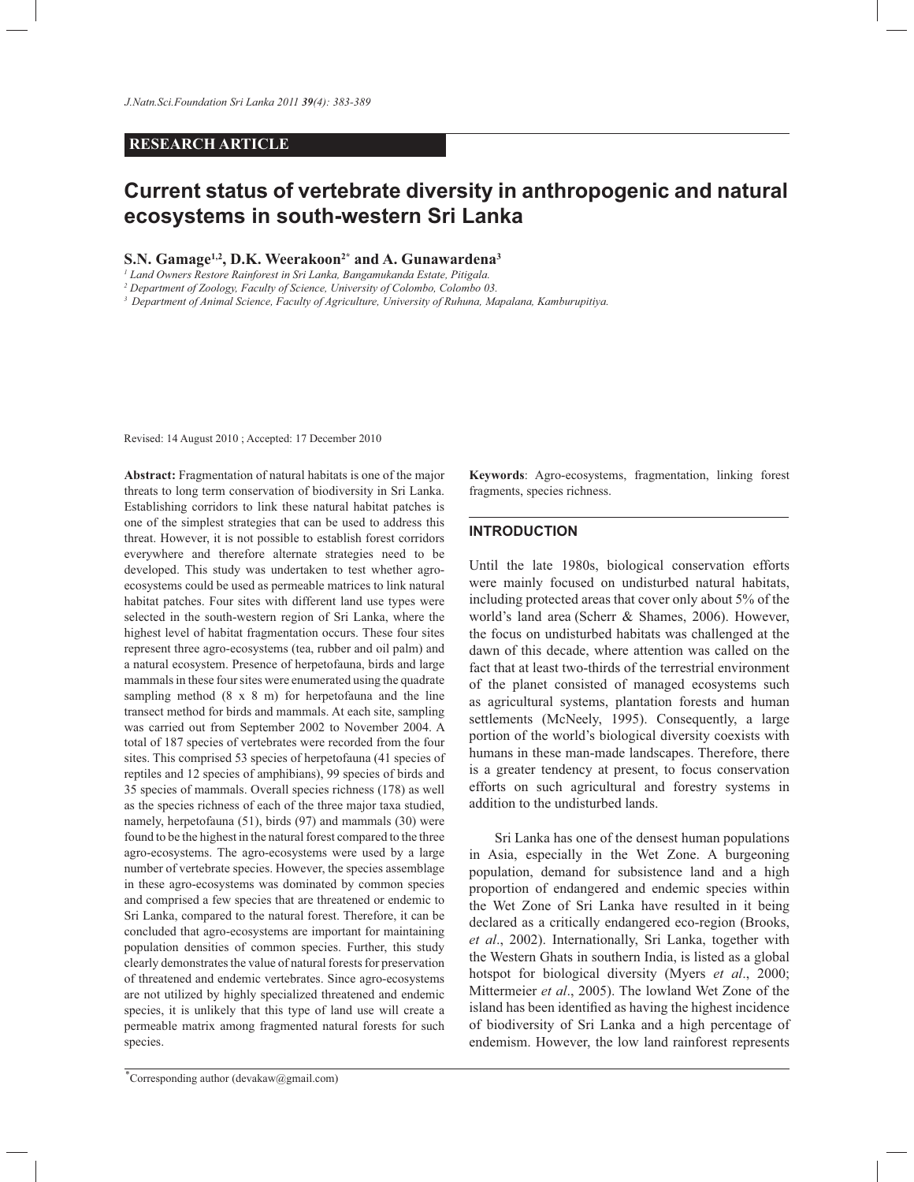RESEARCH ARTICLE

# Current status of vertebrate diversity in anthropogenic and natural ecosystems in south-western Sri Lanka

**S.N. Gamage[1,2], D.K. Weerakoon[2*] and A. Gunawardena[3]**

*[1] Land Owners Restore Rainforest in Sri Lanka, Bangamukanda Estate, Pitigala.*
*[2] Department of Zoology, Faculty of Science, University of Colombo, Colombo 03.*
*[3] Department of Animal Science, Faculty of Agriculture, University of Ruhuna, Mapalana, Kamburupitiya.*

Revised: 14 August 2010 ; Accepted: 17 December 2010

**Abstract:** Fragmentation of natural habitats is one of the major threats to long term conservation of biodiversity in Sri Lanka. Establishing corridors to link these natural habitat patches is one of the simplest strategies that can be used to address this threat. However, it is not possible to establish forest corridors everywhere and therefore alternate strategies need to be developed. This study was undertaken to test whether agro-ecosystems could be used as permeable matrices to link natural habitat patches. Four sites with different land use types were selected in the south-western region of Sri Lanka, where the highest level of habitat fragmentation occurs. These four sites represent three agro-ecosystems (tea, rubber and oil palm) and a natural ecosystem. Presence of herpetofauna, birds and large mammals in these four sites were enumerated using the quadrate sampling method (8 x 8 m) for herpetofauna and the line transect method for birds and mammals. At each site, sampling was carried out from September 2002 to November 2004. A total of 187 species of vertebrates were recorded from the four sites. This comprised 53 species of herpetofauna (41 species of reptiles and 12 species of amphibians), 99 species of birds and 35 species of mammals. Overall species richness (178) as well as the species richness of each of the three major taxa studied, namely, herpetofauna (51), birds (97) and mammals (30) were found to be the highest in the natural forest compared to the three agro-ecosystems. The agro-ecosystems were used by a large number of vertebrate species. However, the species assemblage in these agro-ecosystems was dominated by common species and comprised a few species that are threatened or endemic to Sri Lanka, compared to the natural forest. Therefore, it can be concluded that agro-ecosystems are important for maintaining population densities of common species. Further, this study clearly demonstrates the value of natural forests for preservation of threatened and endemic vertebrates. Since agro-ecosystems are not utilized by highly specialized threatened and endemic species, it is unlikely that this type of land use will create a permeable matrix among fragmented natural forests for such species.

**Keywords**: Agro-ecosystems, fragmentation, linking forest fragments, species richness.

## INTRODUCTION

Until the late 1980s, biological conservation efforts were mainly focused on undisturbed natural habitats, including protected areas that cover only about 5% of the world's land area (Scherr & Shames, 2006). However, the focus on undisturbed habitats was challenged at the dawn of this decade, where attention was called on the fact that at least two-thirds of the terrestrial environment of the planet consisted of managed ecosystems such as agricultural systems, plantation forests and human settlements (McNeely, 1995). Consequently, a large portion of the world's biological diversity coexists with humans in these man-made landscapes. Therefore, there is a greater tendency at present, to focus conservation efforts on such agricultural and forestry systems in addition to the undisturbed lands.

Sri Lanka has one of the densest human populations in Asia, especially in the Wet Zone. A burgeoning population, demand for subsistence land and a high proportion of endangered and endemic species within the Wet Zone of Sri Lanka have resulted in it being declared as a critically endangered eco-region (Brooks, *et al*., 2002). Internationally, Sri Lanka, together with the Western Ghats in southern India, is listed as a global hotspot for biological diversity (Myers *et al*., 2000; Mittermeier *et al*., 2005). The lowland Wet Zone of the island has been identified as having the highest incidence of biodiversity of Sri Lanka and a high percentage of endemism. However, the low land rainforest represents

*Corresponding author (devakaw@gmail.com)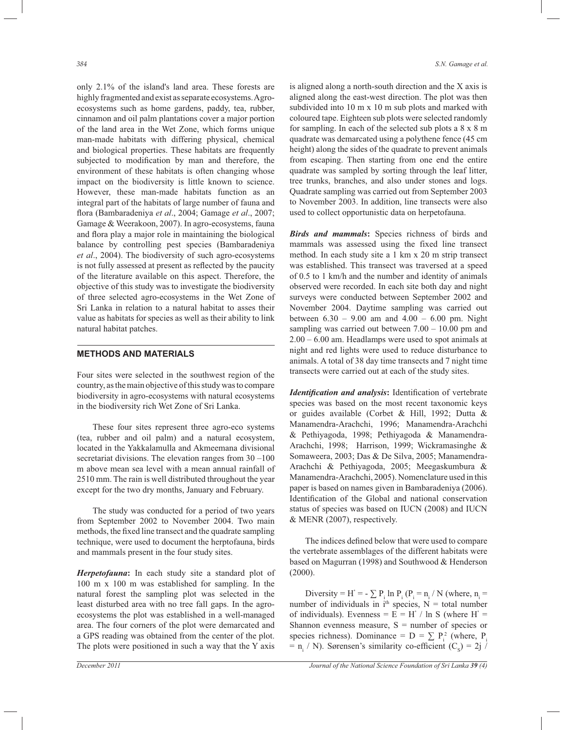only 2.1% of the island's land area. These forests are highly fragmented and exist as separate ecosystems. Agro-ecosystems such as home gardens, paddy, tea, rubber, cinnamon and oil palm plantations cover a major portion of the land area in the Wet Zone, which forms unique man-made habitats with differing physical, chemical and biological properties. These habitats are frequently subjected to modification by man and therefore, the environment of these habitats is often changing whose impact on the biodiversity is little known to science. However, these man-made habitats function as an integral part of the habitats of large number of fauna and flora (Bambaradeniya *et al*., 2004; Gamage *et al*., 2007; Gamage & Weerakoon, 2007). In agro-ecosystems, fauna and flora play a major role in maintaining the biological balance by controlling pest species (Bambaradeniya *et al*., 2004). The biodiversity of such agro-ecosystems is not fully assessed at present as reflected by the paucity of the literature available on this aspect. Therefore, the objective of this study was to investigate the biodiversity of three selected agro-ecosystems in the Wet Zone of Sri Lanka in relation to a natural habitat to asses their value as habitats for species as well as their ability to link natural habitat patches.

## METHODS AND MATERIALS

Four sites were selected in the southwest region of the country, as the main objective of this study was to compare biodiversity in agro-ecosystems with natural ecosystems in the biodiversity rich Wet Zone of Sri Lanka.

These four sites represent three agro-eco systems (tea, rubber and oil palm) and a natural ecosystem, located in the Yakkalamulla and Akmeemana divisional secretariat divisions. The elevation ranges from 30 –100 m above mean sea level with a mean annual rainfall of 2510 mm. The rain is well distributed throughout the year except for the two dry months, January and February.

The study was conducted for a period of two years from September 2002 to November 2004. Two main methods, the fixed line transect and the quadrate sampling technique, were used to document the herptofauna, birds and mammals present in the four study sites.

***Herpetofauna*:** In each study site a standard plot of 100 m x 100 m was established for sampling. In the natural forest the sampling plot was selected in the least disturbed area with no tree fall gaps. In the agro-ecosystems the plot was established in a well-managed area. The four corners of the plot were demarcated and a GPS reading was obtained from the center of the plot. The plots were positioned in such a way that the Y axis is aligned along a north-south direction and the X axis is aligned along the east-west direction. The plot was then subdivided into 10 m x 10 m sub plots and marked with coloured tape. Eighteen sub plots were selected randomly for sampling. In each of the selected sub plots a 8 x 8 m quadrate was demarcated using a polythene fence (45 cm height) along the sides of the quadrate to prevent animals from escaping. Then starting from one end the entire quadrate was sampled by sorting through the leaf litter, tree trunks, branches, and also under stones and logs. Quadrate sampling was carried out from September 2003 to November 2003. In addition, line transects were also used to collect opportunistic data on herpetofauna.

***Birds and mammals*:** Species richness of birds and mammals was assessed using the fixed line transect method. In each study site a 1 km x 20 m strip transect was established. This transect was traversed at a speed of 0.5 to 1 km/h and the number and identity of animals observed were recorded. In each site both day and night surveys were conducted between September 2002 and November 2004. Daytime sampling was carried out between 6.30 – 9.00 am and 4.00 – 6.00 pm. Night sampling was carried out between 7.00 – 10.00 pm and 2.00 – 6.00 am. Headlamps were used to spot animals at night and red lights were used to reduce disturbance to animals. A total of 38 day time transects and 7 night time transects were carried out at each of the study sites.

***Identification and analysis*:** Identification of vertebrate species was based on the most recent taxonomic keys or guides available (Corbet & Hill, 1992; Dutta & Manamendra-Arachchi, 1996; Manamendra-Arachchi & Pethiyagoda, 1998; Pethiyagoda & Manamendra-Arachchi, 1998; Harrison, 1999; Wickramasinghe & Somaweera, 2003; Das & De Silva, 2005; Manamendra-Arachchi & Pethiyagoda, 2005; Meegaskumbura & Manamendra-Arachchi, 2005). Nomenclature used in this paper is based on names given in Bambaradeniya (2006). Identification of the Global and national conservation status of species was based on IUCN (2008) and IUCN & MENR (2007), respectively.

The indices defined below that were used to compare the vertebrate assemblages of the different habitats were based on Magurran (1998) and Southwood & Henderson (2000).

Diversity = $H' = -\sum P_i \ln P_i$ ($P_i = n_i / N$ (where, $n_i$ = number of individuals in $i^{th}$ species, $N$ = total number of individuals). Evenness = $E = H' / \ln S$ (where $H'$ = Shannon evenness measure, $S$ = number of species or species richness). Dominance = $D = \sum P_i^2$ (where, $P_i = n_i / N$). Sørensen's similarity co-efficient ($C_S$) = $2j$ /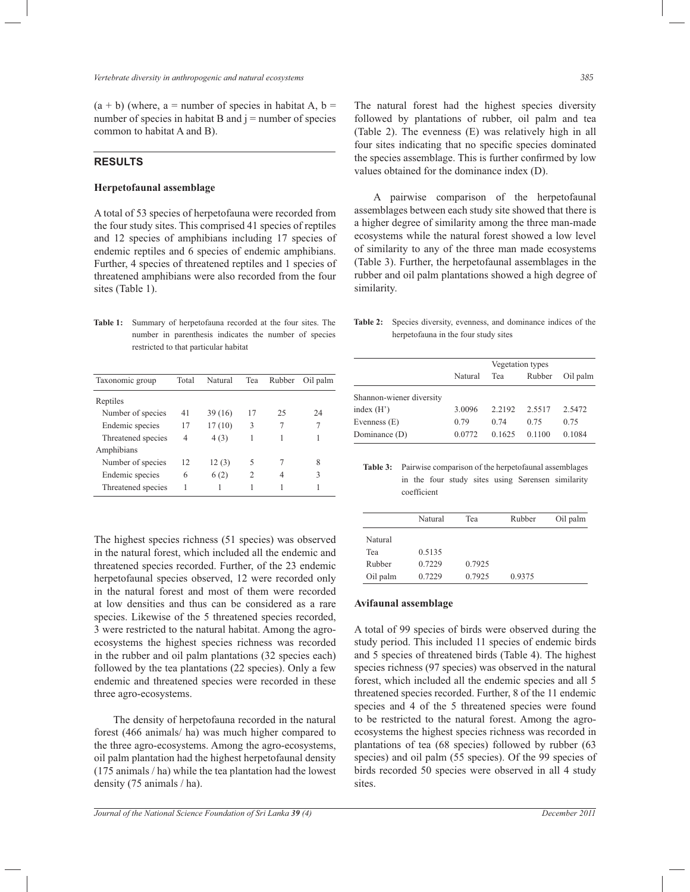(a + b) (where, a = number of species in habitat A, b = number of species in habitat B and j = number of species common to habitat A and B).

## RESULTS

### Herpetofaunal assemblage

A total of 53 species of herpetofauna were recorded from the four study sites. This comprised 41 species of reptiles and 12 species of amphibians including 17 species of endemic reptiles and 6 species of endemic amphibians. Further, 4 species of threatened reptiles and 1 species of threatened amphibians were also recorded from the four sites (Table 1).

**Table 1:** Summary of herpetofauna recorded at the four sites. The number in parenthesis indicates the number of species restricted to that particular habitat

| Taxonomic group | Total | Natural | Tea | Rubber | Oil palm |
|---|---|---|---|---|---|
| Reptiles | | | | | |
| Number of species | 41 | 39 (16) | 17 | 25 | 24 |
| Endemic species | 17 | 17 (10) | 3 | 7 | 7 |
| Threatened species | 4 | 4 (3) | 1 | 1 | 1 |
| Amphibians | | | | | |
| Number of species | 12 | 12 (3) | 5 | 7 | 8 |
| Endemic species | 6 | 6 (2) | 2 | 4 | 3 |
| Threatened species | 1 | 1 | 1 | 1 | 1 |

The highest species richness (51 species) was observed in the natural forest, which included all the endemic and threatened species recorded. Further, of the 23 endemic herpetofaunal species observed, 12 were recorded only in the natural forest and most of them were recorded at low densities and thus can be considered as a rare species. Likewise of the 5 threatened species recorded, 3 were restricted to the natural habitat. Among the agro-ecosystems the highest species richness was recorded in the rubber and oil palm plantations (32 species each) followed by the tea plantations (22 species). Only a few endemic and threatened species were recorded in these three agro-ecosystems.

The density of herpetofauna recorded in the natural forest (466 animals/ ha) was much higher compared to the three agro-ecosystems. Among the agro-ecosystems, oil palm plantation had the highest herpetofaunal density (175 animals / ha) while the tea plantation had the lowest density (75 animals / ha).

The natural forest had the highest species diversity followed by plantations of rubber, oil palm and tea (Table 2). The evenness (E) was relatively high in all four sites indicating that no specific species dominated the species assemblage. This is further confirmed by low values obtained for the dominance index (D).

A pairwise comparison of the herpetofaunal assemblages between each study site showed that there is a higher degree of similarity among the three man-made ecosystems while the natural forest showed a low level of similarity to any of the three man made ecosystems (Table 3). Further, the herpetofaunal assemblages in the rubber and oil palm plantations showed a high degree of similarity.

**Table 2:** Species diversity, evenness, and dominance indices of the herpetofauna in the four study sites

| | Vegetation types | | | |
|---|---|---|---|---|
| | Natural | Tea | Rubber | Oil palm |
| Shannon-wiener diversity index (H') | 3.0096 | 2.2192 | 2.5517 | 2.5472 |
| Evenness (E) | 0.79 | 0.74 | 0.75 | 0.75 |
| Dominance (D) | 0.0772 | 0.1625 | 0.1100 | 0.1084 |

**Table 3:** Pairwise comparison of the herpetofaunal assemblages in the four study sites using Sørensen similarity coefficient

| | Natural | Tea | Rubber | Oil palm |
|---|---|---|---|---|
| Natural | | | | |
| Tea | 0.5135 | | | |
| Rubber | 0.7229 | 0.7925 | | |
| Oil palm | 0.7229 | 0.7925 | 0.9375 | |

### Avifaunal assemblage

A total of 99 species of birds were observed during the study period. This included 11 species of endemic birds and 5 species of threatened birds (Table 4). The highest species richness (97 species) was observed in the natural forest, which included all the endemic species and all 5 threatened species recorded. Further, 8 of the 11 endemic species and 4 of the 5 threatened species were found to be restricted to the natural forest. Among the agro-ecosystems the highest species richness was recorded in plantations of tea (68 species) followed by rubber (63 species) and oil palm (55 species). Of the 99 species of birds recorded 50 species were observed in all 4 study sites.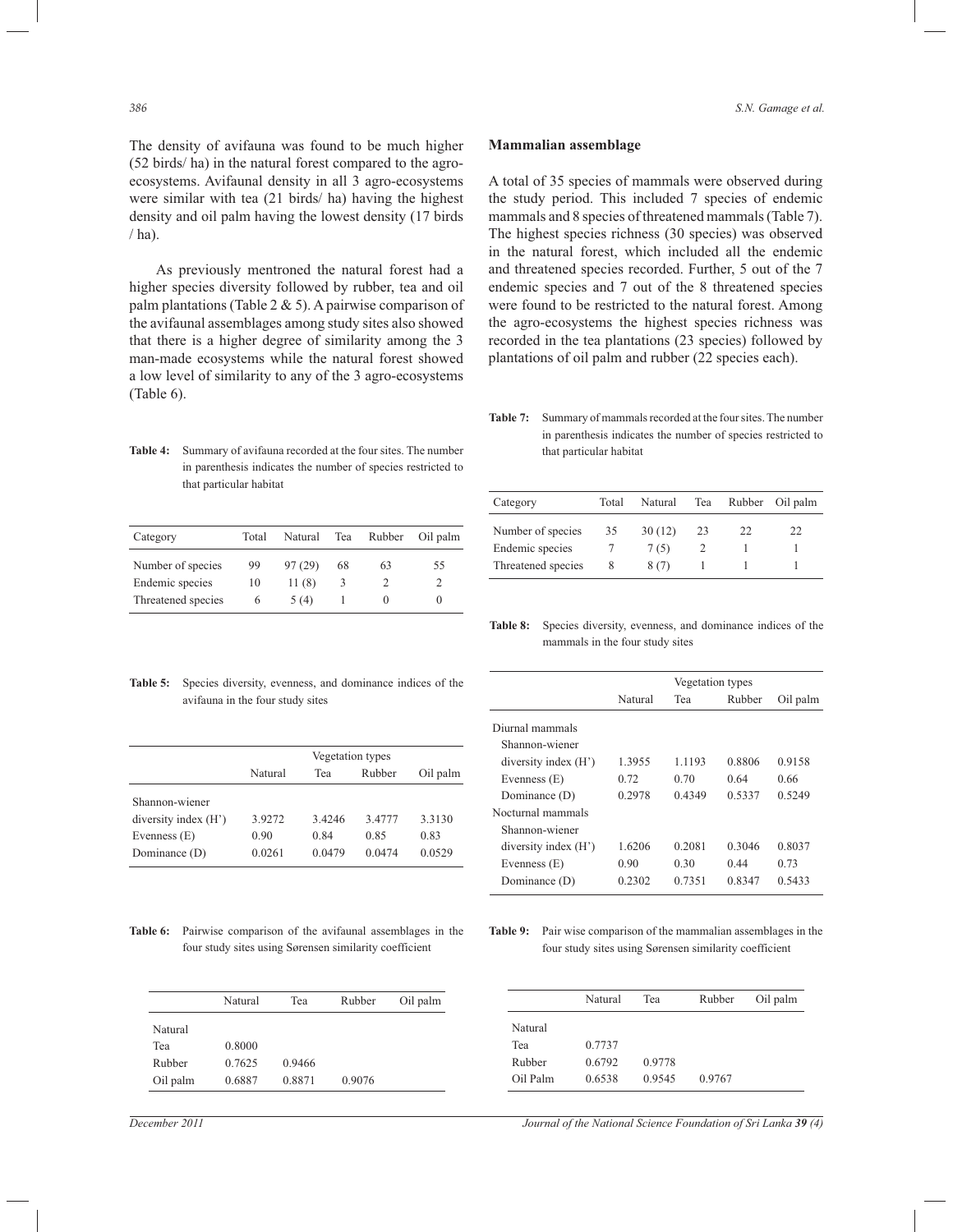The density of avifauna was found to be much higher (52 birds/ ha) in the natural forest compared to the agro-ecosystems. Avifaunal density in all 3 agro-ecosystems were similar with tea (21 birds/ ha) having the highest density and oil palm having the lowest density (17 birds / ha).

As previously mentroned the natural forest had a higher species diversity followed by rubber, tea and oil palm plantations (Table 2 & 5). A pairwise comparison of the avifaunal assemblages among study sites also showed that there is a higher degree of similarity among the 3 man-made ecosystems while the natural forest showed a low level of similarity to any of the 3 agro-ecosystems (Table 6).

**Table 4:** Summary of avifauna recorded at the four sites. The number in parenthesis indicates the number of species restricted to that particular habitat

| Category | Total | Natural | Tea | Rubber | Oil palm |
|---|---|---|---|---|---|
| Number of species | 99 | 97 (29) | 68 | 63 | 55 |
| Endemic species | 10 | 11 (8) | 3 | 2 | 2 |
| Threatened species | 6 | 5 (4) | 1 | 0 | 0 |

**Table 5:** Species diversity, evenness, and dominance indices of the avifauna in the four study sites

| | Vegetation types | | | |
|---|---|---|---|---|
| | Natural | Tea | Rubber | Oil palm |
| Shannon-wiener diversity index (H') | 3.9272 | 3.4246 | 3.4777 | 3.3130 |
| Evenness (E) | 0.90 | 0.84 | 0.85 | 0.83 |
| Dominance (D) | 0.0261 | 0.0479 | 0.0474 | 0.0529 |

**Table 6:** Pairwise comparison of the avifaunal assemblages in the four study sites using Sørensen similarity coefficient

| | Natural | Tea | Rubber | Oil palm |
|---|---|---|---|---|
| Natural | | | | |
| Tea | 0.8000 | | | |
| Rubber | 0.7625 | 0.9466 | | |
| Oil palm | 0.6887 | 0.8871 | 0.9076 | |

## Mammalian assemblage

A total of 35 species of mammals were observed during the study period. This included 7 species of endemic mammals and 8 species of threatened mammals (Table 7). The highest species richness (30 species) was observed in the natural forest, which included all the endemic and threatened species recorded. Further, 5 out of the 7 endemic species and 7 out of the 8 threatened species were found to be restricted to the natural forest. Among the agro-ecosystems the highest species richness was recorded in the tea plantations (23 species) followed by plantations of oil palm and rubber (22 species each).

**Table 7:** Summary of mammals recorded at the four sites. The number in parenthesis indicates the number of species restricted to that particular habitat

| Category | Total | Natural | Tea | Rubber | Oil palm |
|---|---|---|---|---|---|
| Number of species | 35 | 30 (12) | 23 | 22 | 22 |
| Endemic species | 7 | 7 (5) | 2 | 1 | 1 |
| Threatened species | 8 | 8 (7) | 1 | 1 | 1 |

**Table 8:** Species diversity, evenness, and dominance indices of the mammals in the four study sites

| | Vegetation types | | | |
|---|---|---|---|---|
| | Natural | Tea | Rubber | Oil palm |
| Diurnal mammals | | | | |
| Shannon-wiener diversity index (H') | 1.3955 | 1.1193 | 0.8806 | 0.9158 |
| Evenness (E) | 0.72 | 0.70 | 0.64 | 0.66 |
| Dominance (D) | 0.2978 | 0.4349 | 0.5337 | 0.5249 |
| Nocturnal mammals | | | | |
| Shannon-wiener diversity index (H') | 1.6206 | 0.2081 | 0.3046 | 0.8037 |
| Evenness (E) | 0.90 | 0.30 | 0.44 | 0.73 |
| Dominance (D) | 0.2302 | 0.7351 | 0.8347 | 0.5433 |

**Table 9:** Pair wise comparison of the mammalian assemblages in the four study sites using Sørensen similarity coefficient

| | Natural | Tea | Rubber | Oil palm |
|---|---|---|---|---|
| Natural | | | | |
| Tea | 0.7737 | | | |
| Rubber | 0.6792 | 0.9778 | | |
| Oil Palm | 0.6538 | 0.9545 | 0.9767 | |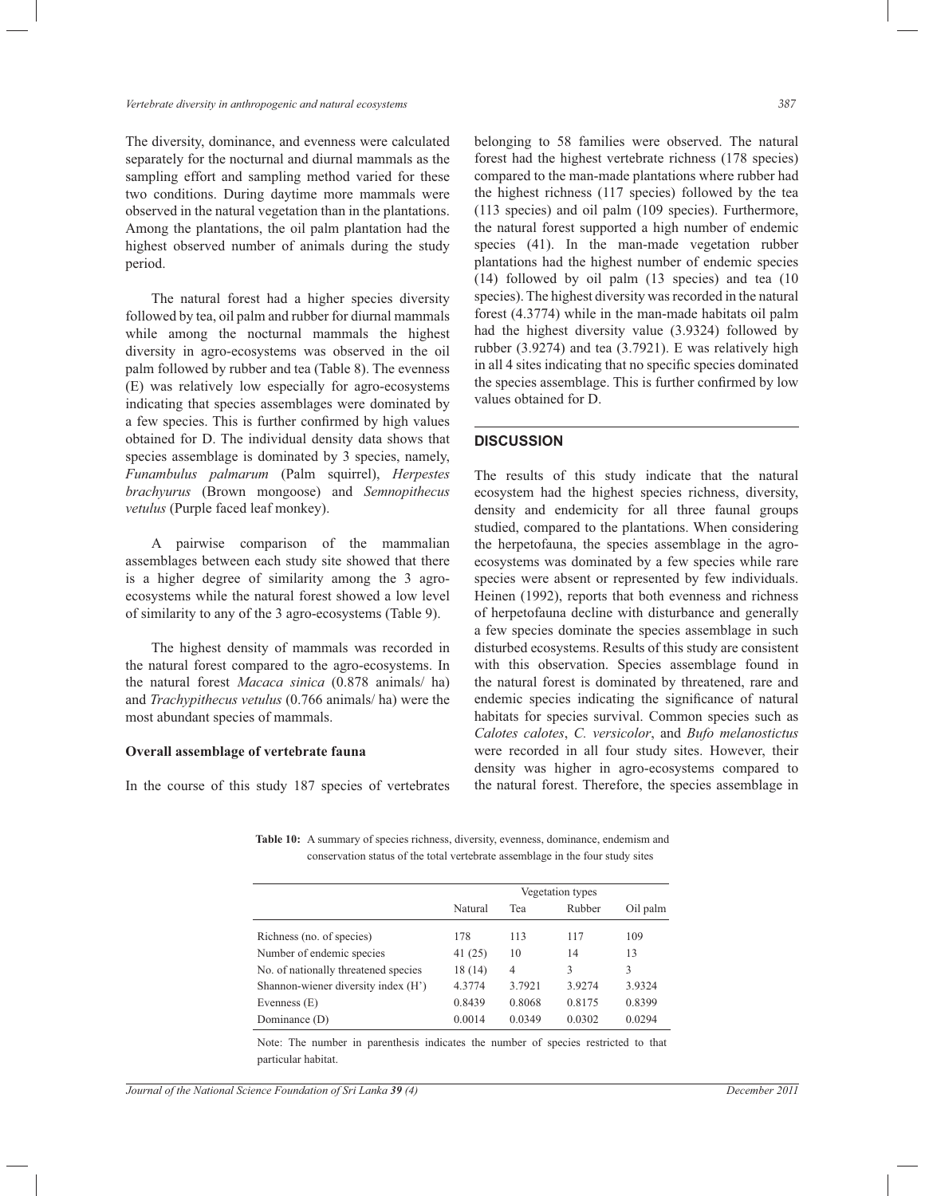The diversity, dominance, and evenness were calculated separately for the nocturnal and diurnal mammals as the sampling effort and sampling method varied for these two conditions. During daytime more mammals were observed in the natural vegetation than in the plantations. Among the plantations, the oil palm plantation had the highest observed number of animals during the study period.

The natural forest had a higher species diversity followed by tea, oil palm and rubber for diurnal mammals while among the nocturnal mammals the highest diversity in agro-ecosystems was observed in the oil palm followed by rubber and tea (Table 8). The evenness (E) was relatively low especially for agro-ecosystems indicating that species assemblages were dominated by a few species. This is further confirmed by high values obtained for D. The individual density data shows that species assemblage is dominated by 3 species, namely, *Funambulus palmarum* (Palm squirrel), *Herpestes brachyurus* (Brown mongoose) and *Semnopithecus vetulus* (Purple faced leaf monkey).

A pairwise comparison of the mammalian assemblages between each study site showed that there is a higher degree of similarity among the 3 agro-ecosystems while the natural forest showed a low level of similarity to any of the 3 agro-ecosystems (Table 9).

The highest density of mammals was recorded in the natural forest compared to the agro-ecosystems. In the natural forest *Macaca sinica* (0.878 animals/ ha) and *Trachypithecus vetulus* (0.766 animals/ ha) were the most abundant species of mammals.

**Overall assemblage of vertebrate fauna**

In the course of this study 187 species of vertebrates belonging to 58 families were observed. The natural forest had the highest vertebrate richness (178 species) compared to the man-made plantations where rubber had the highest richness (117 species) followed by the tea (113 species) and oil palm (109 species). Furthermore, the natural forest supported a high number of endemic species (41). In the man-made vegetation rubber plantations had the highest number of endemic species (14) followed by oil palm (13 species) and tea (10 species). The highest diversity was recorded in the natural forest (4.3774) while in the man-made habitats oil palm had the highest diversity value (3.9324) followed by rubber (3.9274) and tea (3.7921). E was relatively high in all 4 sites indicating that no specific species dominated the species assemblage. This is further confirmed by low values obtained for D.

## DISCUSSION

The results of this study indicate that the natural ecosystem had the highest species richness, diversity, density and endemicity for all three faunal groups studied, compared to the plantations. When considering the herpetofauna, the species assemblage in the agro-ecosystems was dominated by a few species while rare species were absent or represented by few individuals. Heinen (1992), reports that both evenness and richness of herpetofauna decline with disturbance and generally a few species dominate the species assemblage in such disturbed ecosystems. Results of this study are consistent with this observation. Species assemblage found in the natural forest is dominated by threatened, rare and endemic species indicating the significance of natural habitats for species survival. Common species such as *Calotes calotes*, *C. versicolor*, and *Bufo melanostictus* were recorded in all four study sites. However, their density was higher in agro-ecosystems compared to the natural forest. Therefore, the species assemblage in

**Table 10:** A summary of species richness, diversity, evenness, dominance, endemism and conservation status of the total vertebrate assemblage in the four study sites

| | Vegetation types | | | |
|---|---|---|---|---|
| | Natural | Tea | Rubber | Oil palm |
| Richness (no. of species) | 178 | 113 | 117 | 109 |
| Number of endemic species | 41 (25) | 10 | 14 | 13 |
| No. of nationally threatened species | 18 (14) | 4 | 3 | 3 |
| Shannon-wiener diversity index (H') | 4.3774 | 3.7921 | 3.9274 | 3.9324 |
| Evenness (E) | 0.8439 | 0.8068 | 0.8175 | 0.8399 |
| Dominance (D) | 0.0014 | 0.0349 | 0.0302 | 0.0294 |

Note: The number in parenthesis indicates the number of species restricted to that particular habitat.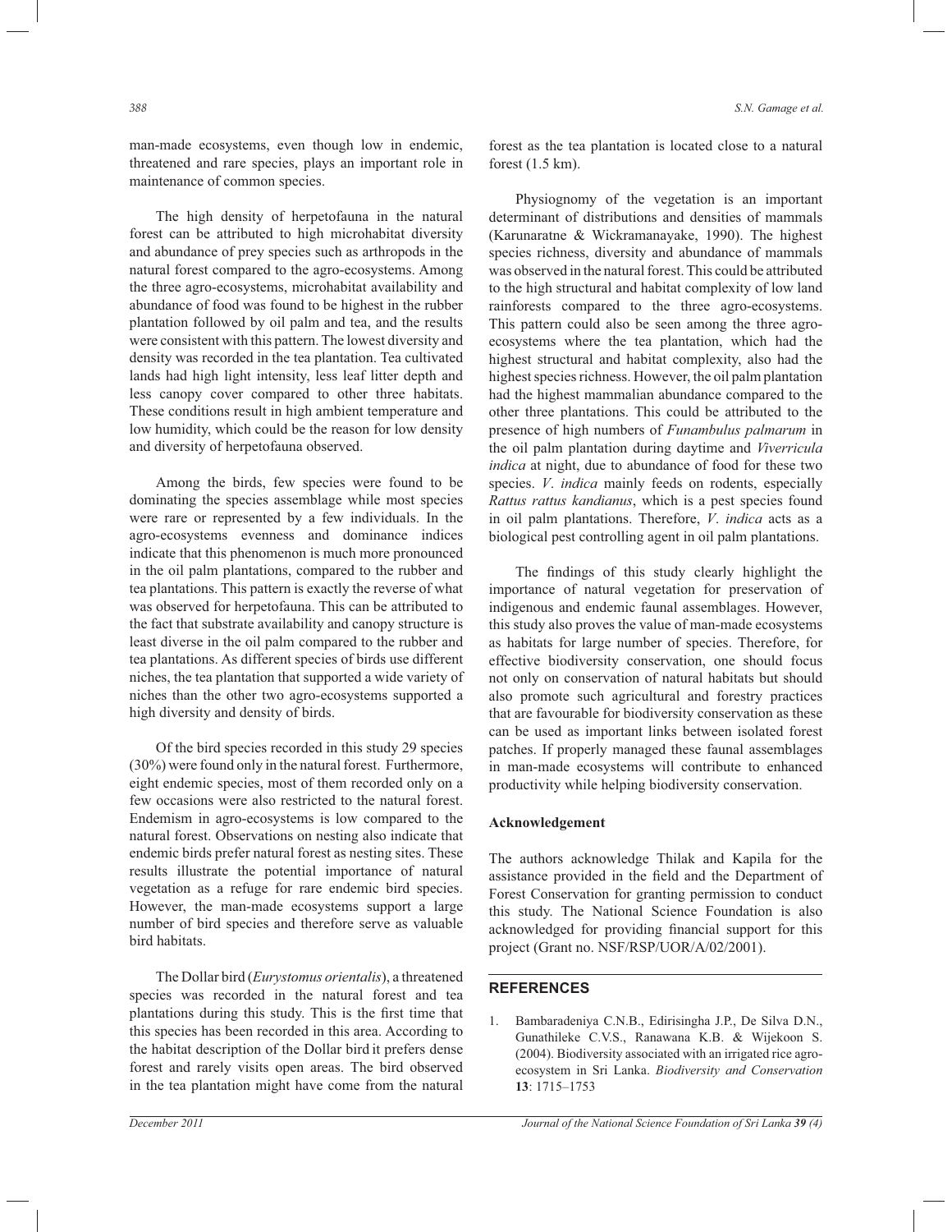man-made ecosystems, even though low in endemic, threatened and rare species, plays an important role in maintenance of common species.

The high density of herpetofauna in the natural forest can be attributed to high microhabitat diversity and abundance of prey species such as arthropods in the natural forest compared to the agro-ecosystems. Among the three agro-ecosystems, microhabitat availability and abundance of food was found to be highest in the rubber plantation followed by oil palm and tea, and the results were consistent with this pattern. The lowest diversity and density was recorded in the tea plantation. Tea cultivated lands had high light intensity, less leaf litter depth and less canopy cover compared to other three habitats. These conditions result in high ambient temperature and low humidity, which could be the reason for low density and diversity of herpetofauna observed.

Among the birds, few species were found to be dominating the species assemblage while most species were rare or represented by a few individuals. In the agro-ecosystems evenness and dominance indices indicate that this phenomenon is much more pronounced in the oil palm plantations, compared to the rubber and tea plantations. This pattern is exactly the reverse of what was observed for herpetofauna. This can be attributed to the fact that substrate availability and canopy structure is least diverse in the oil palm compared to the rubber and tea plantations. As different species of birds use different niches, the tea plantation that supported a wide variety of niches than the other two agro-ecosystems supported a high diversity and density of birds.

Of the bird species recorded in this study 29 species (30%) were found only in the natural forest. Furthermore, eight endemic species, most of them recorded only on a few occasions were also restricted to the natural forest. Endemism in agro-ecosystems is low compared to the natural forest. Observations on nesting also indicate that endemic birds prefer natural forest as nesting sites. These results illustrate the potential importance of natural vegetation as a refuge for rare endemic bird species. However, the man-made ecosystems support a large number of bird species and therefore serve as valuable bird habitats.

The Dollar bird (*Eurystomus orientalis*), a threatened species was recorded in the natural forest and tea plantations during this study. This is the first time that this species has been recorded in this area. According to the habitat description of the Dollar bird it prefers dense forest and rarely visits open areas. The bird observed in the tea plantation might have come from the natural forest as the tea plantation is located close to a natural forest (1.5 km).

Physiognomy of the vegetation is an important determinant of distributions and densities of mammals (Karunaratne & Wickramanayake, 1990). The highest species richness, diversity and abundance of mammals was observed in the natural forest. This could be attributed to the high structural and habitat complexity of low land rainforests compared to the three agro-ecosystems. This pattern could also be seen among the three agro-ecosystems where the tea plantation, which had the highest structural and habitat complexity, also had the highest species richness. However, the oil palm plantation had the highest mammalian abundance compared to the other three plantations. This could be attributed to the presence of high numbers of *Funambulus palmarum* in the oil palm plantation during daytime and *Viverricula indica* at night, due to abundance of food for these two species. *V. indica* mainly feeds on rodents, especially *Rattus rattus kandianus*, which is a pest species found in oil palm plantations. Therefore, *V. indica* acts as a biological pest controlling agent in oil palm plantations.

The findings of this study clearly highlight the importance of natural vegetation for preservation of indigenous and endemic faunal assemblages. However, this study also proves the value of man-made ecosystems as habitats for large number of species. Therefore, for effective biodiversity conservation, one should focus not only on conservation of natural habitats but should also promote such agricultural and forestry practices that are favourable for biodiversity conservation as these can be used as important links between isolated forest patches. If properly managed these faunal assemblages in man-made ecosystems will contribute to enhanced productivity while helping biodiversity conservation.

**Acknowledgement**

The authors acknowledge Thilak and Kapila for the assistance provided in the field and the Department of Forest Conservation for granting permission to conduct this study. The National Science Foundation is also acknowledged for providing financial support for this project (Grant no. NSF/RSP/UOR/A/02/2001).

## REFERENCES

1. Bambaradeniya C.N.B., Edirisingha J.P., De Silva D.N., Gunathileke C.V.S., Ranawana K.B. & Wijekoon S. (2004). Biodiversity associated with an irrigated rice agro-ecosystem in Sri Lanka. *Biodiversity and Conservation* **13**: 1715–1753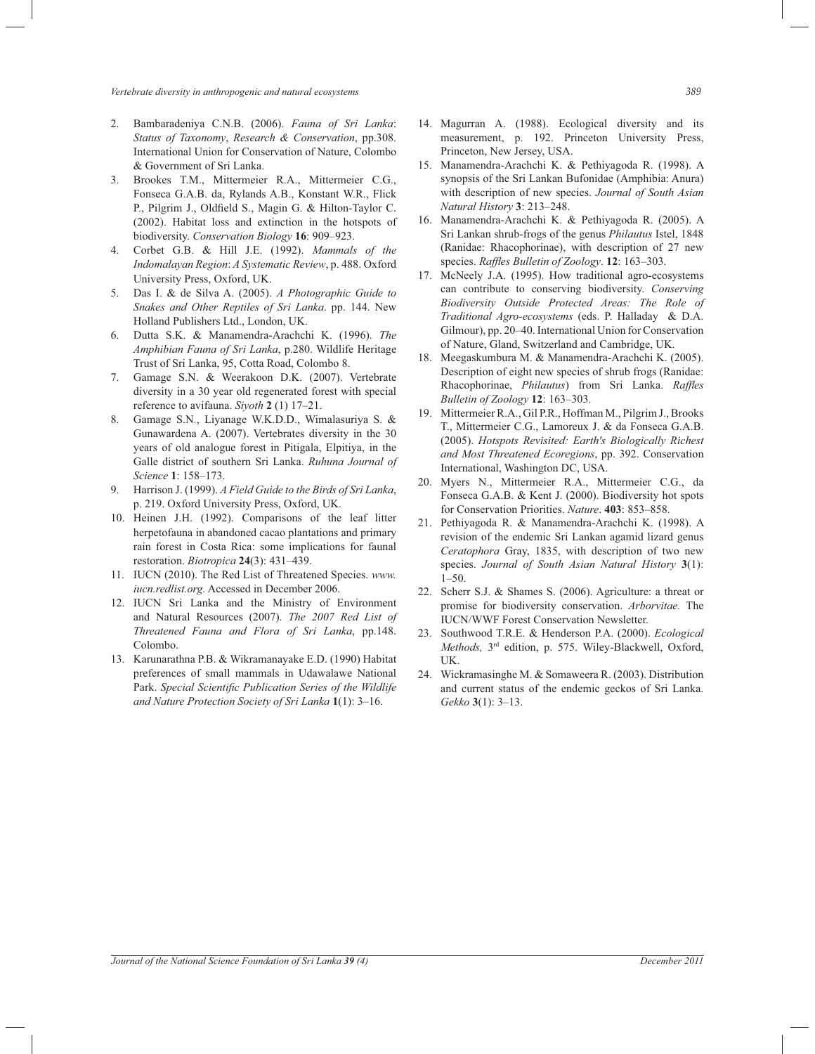2. Bambaradeniya C.N.B. (2006). *Fauna of Sri Lanka*: *Status of Taxonomy*, *Research & Conservation*, pp.308. International Union for Conservation of Nature, Colombo & Government of Sri Lanka.
3. Brookes T.M., Mittermeier R.A., Mittermeier C.G., Fonseca G.A.B. da, Rylands A.B., Konstant W.R., Flick P., Pilgrim J., Oldfield S., Magin G. & Hilton-Taylor C. (2002). Habitat loss and extinction in the hotspots of biodiversity. *Conservation Biology* **16**: 909–923.
4. Corbet G.B. & Hill J.E. (1992). *Mammals of the Indomalayan Region*: *A Systematic Review*, p. 488. Oxford University Press, Oxford, UK.
5. Das I. & de Silva A. (2005). *A Photographic Guide to Snakes and Other Reptiles of Sri Lanka*. pp. 144. New Holland Publishers Ltd., London, UK.
6. Dutta S.K. & Manamendra-Arachchi K. (1996). *The Amphibian Fauna of Sri Lanka*, p.280. Wildlife Heritage Trust of Sri Lanka, 95, Cotta Road, Colombo 8.
7. Gamage S.N. & Weerakoon D.K. (2007). Vertebrate diversity in a 30 year old regenerated forest with special reference to avifauna. *Siyoth* **2** (1) 17–21.
8. Gamage S.N., Liyanage W.K.D.D., Wimalasuriya S. & Gunawardena A. (2007). Vertebrates diversity in the 30 years of old analogue forest in Pitigala, Elpitiya, in the Galle district of southern Sri Lanka. *Ruhuna Journal of Science* **1**: 158–173.
9. Harrison J. (1999). *A Field Guide to the Birds of Sri Lanka*, p. 219. Oxford University Press, Oxford, UK.
10. Heinen J.H. (1992). Comparisons of the leaf litter herpetofauna in abandoned cacao plantations and primary rain forest in Costa Rica: some implications for faunal restoration. *Biotropica* **24**(3): 431–439.
11. IUCN (2010). The Red List of Threatened Species. *www.iucn.redlist.org.* Accessed in December 2006.
12. IUCN Sri Lanka and the Ministry of Environment and Natural Resources (2007). *The 2007 Red List of Threatened Fauna and Flora of Sri Lanka*, pp.148. Colombo.
13. Karunarathna P.B. & Wikramanayake E.D. (1990) Habitat preferences of small mammals in Udawalawe National Park. *Special Scientific Publication Series of the Wildlife and Nature Protection Society of Sri Lanka* **1**(1): 3–16.
14. Magurran A. (1988). Ecological diversity and its measurement, p. 192. Princeton University Press, Princeton, New Jersey, USA.
15. Manamendra-Arachchi K. & Pethiyagoda R. (1998). A synopsis of the Sri Lankan Bufonidae (Amphibia: Anura) with description of new species. *Journal of South Asian Natural History* **3**: 213–248.
16. Manamendra-Arachchi K. & Pethiyagoda R. (2005). A Sri Lankan shrub-frogs of the genus *Philautus* Istel, 1848 (Ranidae: Rhacophorinae), with description of 27 new species. *Raffles Bulletin of Zoology*. **12**: 163–303.
17. McNeely J.A. (1995). How traditional agro-ecosystems can contribute to conserving biodiversity. *Conserving Biodiversity Outside Protected Areas: The Role of Traditional Agro-ecosystems* (eds. P. Halladay & D.A. Gilmour), pp. 20–40. International Union for Conservation of Nature, Gland, Switzerland and Cambridge, UK.
18. Meegaskumbura M. & Manamendra-Arachchi K. (2005). Description of eight new species of shrub frogs (Ranidae: Rhacophorinae, *Philautus*) from Sri Lanka. *Raffles Bulletin of Zoology* **12**: 163–303.
19. Mittermeier R.A., Gil P.R., Hoffman M., Pilgrim J., Brooks T., Mittermeier C.G., Lamoreux J. & da Fonseca G.A.B. (2005). *Hotspots Revisited: Earth's Biologically Richest and Most Threatened Ecoregions*, pp. 392. Conservation International, Washington DC, USA.
20. Myers N., Mittermeier R.A., Mittermeier C.G., da Fonseca G.A.B. & Kent J. (2000). Biodiversity hot spots for Conservation Priorities. *Nature*. **403**: 853–858.
21. Pethiyagoda R. & Manamendra-Arachchi K. (1998). A revision of the endemic Sri Lankan agamid lizard genus *Ceratophora* Gray, 1835, with description of two new species. *Journal of South Asian Natural History* **3**(1): 1–50.
22. Scherr S.J. & Shames S. (2006). Agriculture: a threat or promise for biodiversity conservation. *Arborvitae.* The IUCN/WWF Forest Conservation Newsletter.
23. Southwood T.R.E. & Henderson P.A. (2000). *Ecological Methods,* 3rd edition, p. 575. Wiley-Blackwell, Oxford, UK.
24. Wickramasinghe M. & Somaweera R. (2003). Distribution and current status of the endemic geckos of Sri Lanka. *Gekko* **3**(1): 3–13.